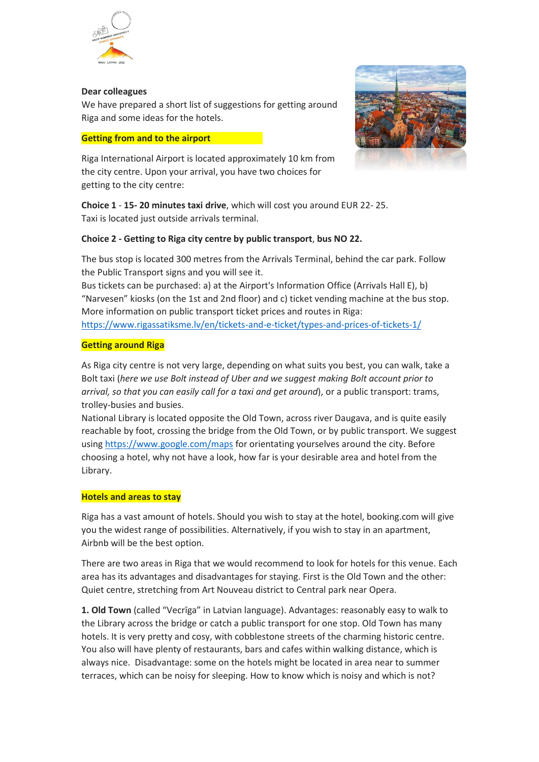**Dear colleagues**

We have prepared a short list of suggestions for getting around Riga and some ideas for the hotels.

## Getting from and to the airport

Riga International Airport is located approximately 10 km from the city centre. Upon your arrival, you have two choices for getting to the city centre:

**Choice 1** - **15- 20 minutes taxi drive**, which will cost you around EUR 22- 25. Taxi is located just outside arrivals terminal.

**Choice 2 - Getting to Riga city centre by public transport**, **bus NO 22.**

The bus stop is located 300 metres from the Arrivals Terminal, behind the car park. Follow the Public Transport signs and you will see it.
Bus tickets can be purchased: a) at the Airport's Information Office (Arrivals Hall E), b) "Narvesen" kiosks (on the 1st and 2nd floor) and c) ticket vending machine at the bus stop. More information on public transport ticket prices and routes in Riga: https://www.rigassatiksme.lv/en/tickets-and-e-ticket/types-and-prices-of-tickets-1/

## Getting around Riga

As Riga city centre is not very large, depending on what suits you best, you can walk, take a Bolt taxi (*here we use Bolt instead of Uber and we suggest making Bolt account prior to arrival, so that you can easily call for a taxi and get around*), or a public transport: trams, trolley-busies and busies.
National Library is located opposite the Old Town, across river Daugava, and is quite easily reachable by foot, crossing the bridge from the Old Town, or by public transport. We suggest using https://www.google.com/maps for orientating yourselves around the city. Before choosing a hotel, why not have a look, how far is your desirable area and hotel from the Library.

## Hotels and areas to stay

Riga has a vast amount of hotels. Should you wish to stay at the hotel, booking.com will give you the widest range of possibilities. Alternatively, if you wish to stay in an apartment, Airbnb will be the best option.

There are two areas in Riga that we would recommend to look for hotels for this venue. Each area has its advantages and disadvantages for staying. First is the Old Town and the other: Quiet centre, stretching from Art Nouveau district to Central park near Opera.

**1. Old Town** (called "Vecrīga" in Latvian language). Advantages: reasonably easy to walk to the Library across the bridge or catch a public transport for one stop. Old Town has many hotels. It is very pretty and cosy, with cobblestone streets of the charming historic centre. You also will have plenty of restaurants, bars and cafes within walking distance, which is always nice. Disadvantage: some on the hotels might be located in area near to summer terraces, which can be noisy for sleeping. How to know which is noisy and which is not?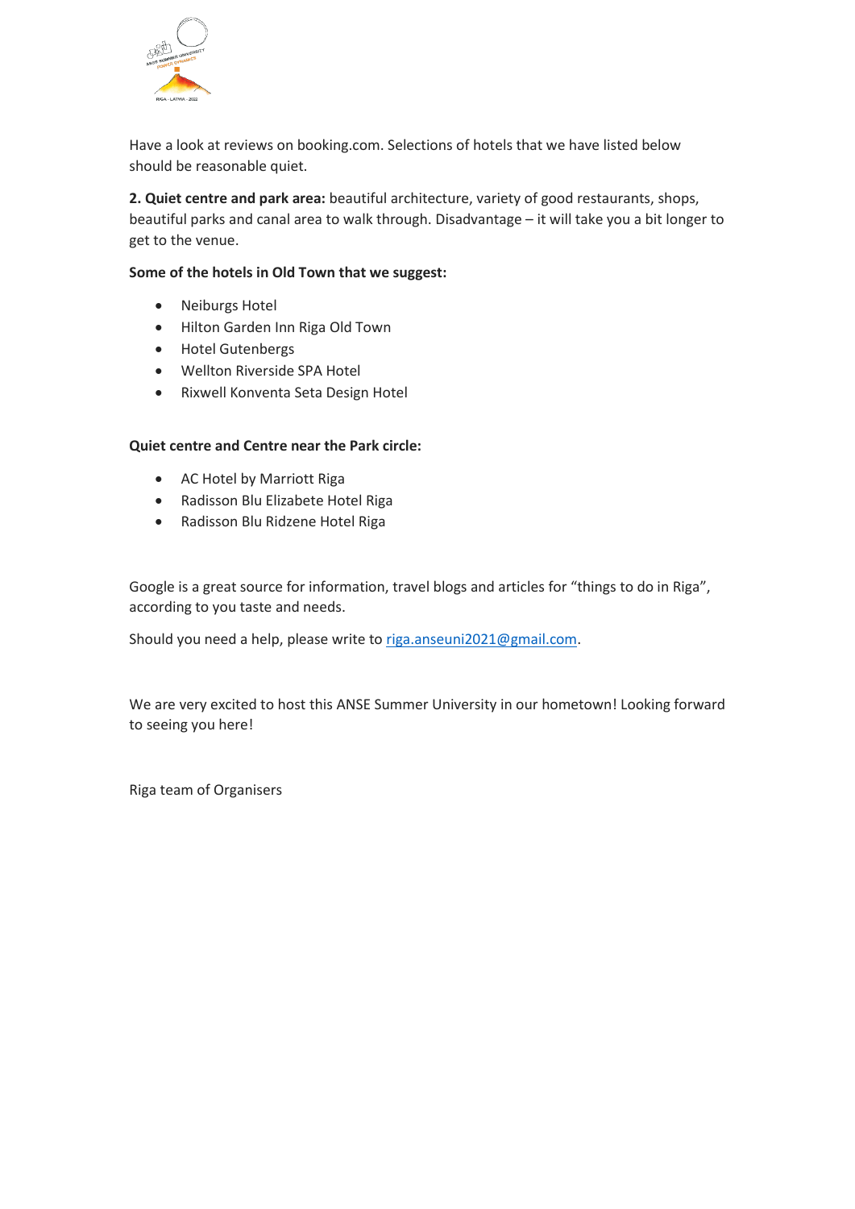Have a look at reviews on booking.com. Selections of hotels that we have listed below should be reasonable quiet.

**2. Quiet centre and park area:** beautiful architecture, variety of good restaurants, shops, beautiful parks and canal area to walk through. Disadvantage – it will take you a bit longer to get to the venue.

**Some of the hotels in Old Town that we suggest:**

- Neiburgs Hotel
- Hilton Garden Inn Riga Old Town
- Hotel Gutenbergs
- Wellton Riverside SPA Hotel
- Rixwell Konventa Seta Design Hotel

**Quiet centre and Centre near the Park circle:**

- AC Hotel by Marriott Riga
- Radisson Blu Elizabete Hotel Riga
- Radisson Blu Ridzene Hotel Riga

Google is a great source for information, travel blogs and articles for "things to do in Riga", according to you taste and needs.

Should you need a help, please write to riga.anseuni2021@gmail.com.

We are very excited to host this ANSE Summer University in our hometown! Looking forward to seeing you here!

Riga team of Organisers